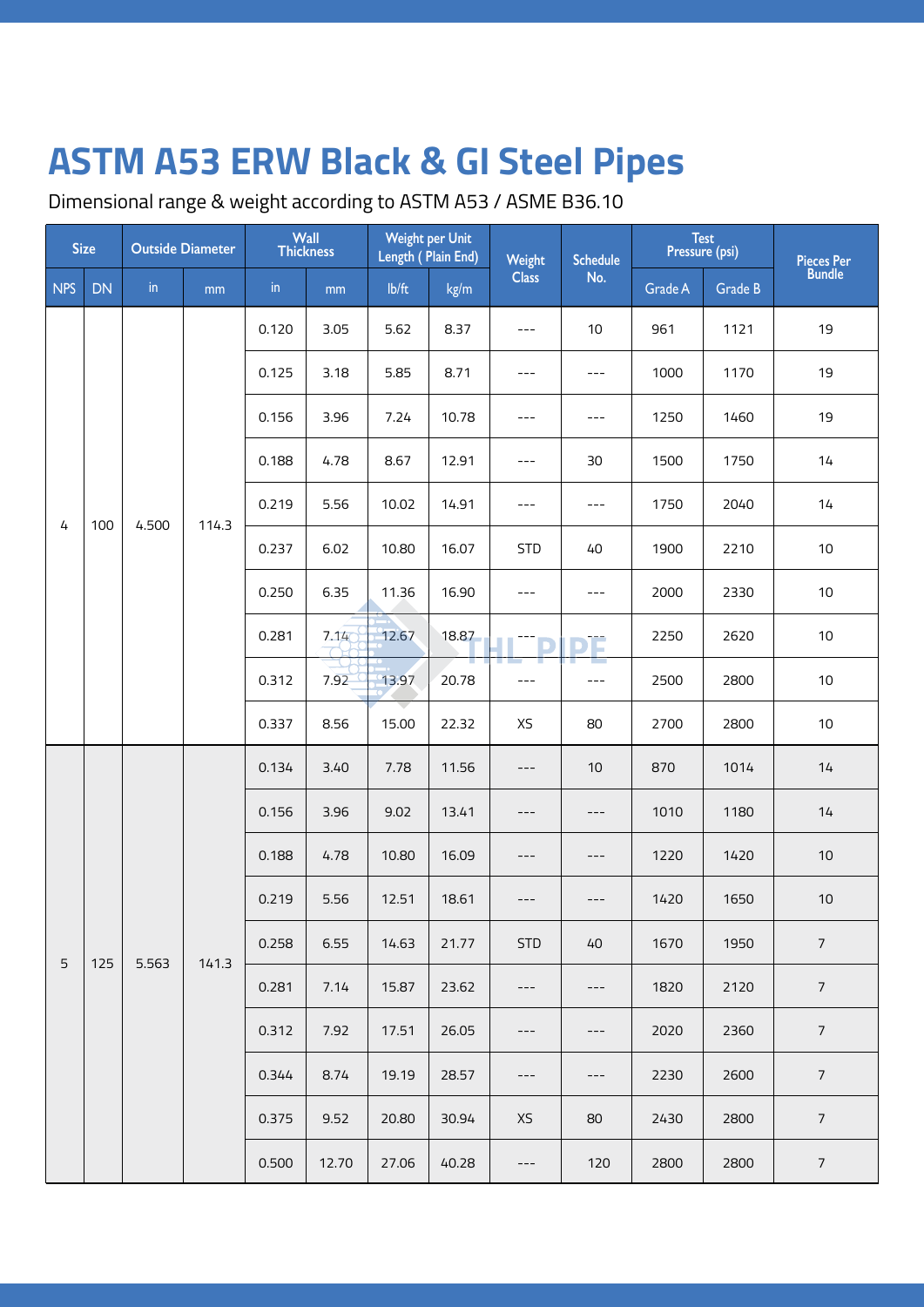# ASTM A53 ERW Black & GI Steel Pipes

Dimensional range & weight according to ASTM A53 / ASME B36.10

| Size | | Outside Diameter | | Wall Thickness | | Weight per Unit Length ( Plain End) | | Weight Class | Schedule No. | Test Pressure (psi) | | Pieces Per Bundle |
|---|---|---|---|---|---|---|---|---|---|---|---|---|
| NPS | DN | in | mm | in | mm | lb/ft | kg/m | | | Grade A | Grade B | |
| 4 | 100 | 4.500 | 114.3 | 0.120 | 3.05 | 5.62 | 8.37 | --- | 10 | 961 | 1121 | 19 |
| | | | | 0.125 | 3.18 | 5.85 | 8.71 | --- | --- | 1000 | 1170 | 19 |
| | | | | 0.156 | 3.96 | 7.24 | 10.78 | --- | --- | 1250 | 1460 | 19 |
| | | | | 0.188 | 4.78 | 8.67 | 12.91 | --- | 30 | 1500 | 1750 | 14 |
| | | | | 0.219 | 5.56 | 10.02 | 14.91 | --- | --- | 1750 | 2040 | 14 |
| | | | | 0.237 | 6.02 | 10.80 | 16.07 | STD | 40 | 1900 | 2210 | 10 |
| | | | | 0.250 | 6.35 | 11.36 | 16.90 | --- | --- | 2000 | 2330 | 10 |
| | | | | 0.281 | 7.14 | 12.67 | 18.87 | --- | --- | 2250 | 2620 | 10 |
| | | | | 0.312 | 7.92 | 13.97 | 20.78 | --- | --- | 2500 | 2800 | 10 |
| | | | | 0.337 | 8.56 | 15.00 | 22.32 | XS | 80 | 2700 | 2800 | 10 |
| 5 | 125 | 5.563 | 141.3 | 0.134 | 3.40 | 7.78 | 11.56 | --- | 10 | 870 | 1014 | 14 |
| | | | | 0.156 | 3.96 | 9.02 | 13.41 | --- | --- | 1010 | 1180 | 14 |
| | | | | 0.188 | 4.78 | 10.80 | 16.09 | --- | --- | 1220 | 1420 | 10 |
| | | | | 0.219 | 5.56 | 12.51 | 18.61 | --- | --- | 1420 | 1650 | 10 |
| | | | | 0.258 | 6.55 | 14.63 | 21.77 | STD | 40 | 1670 | 1950 | 7 |
| | | | | 0.281 | 7.14 | 15.87 | 23.62 | --- | --- | 1820 | 2120 | 7 |
| | | | | 0.312 | 7.92 | 17.51 | 26.05 | --- | --- | 2020 | 2360 | 7 |
| | | | | 0.344 | 8.74 | 19.19 | 28.57 | --- | --- | 2230 | 2600 | 7 |
| | | | | 0.375 | 9.52 | 20.80 | 30.94 | XS | 80 | 2430 | 2800 | 7 |
| | | | | 0.500 | 12.70 | 27.06 | 40.28 | --- | 120 | 2800 | 2800 | 7 |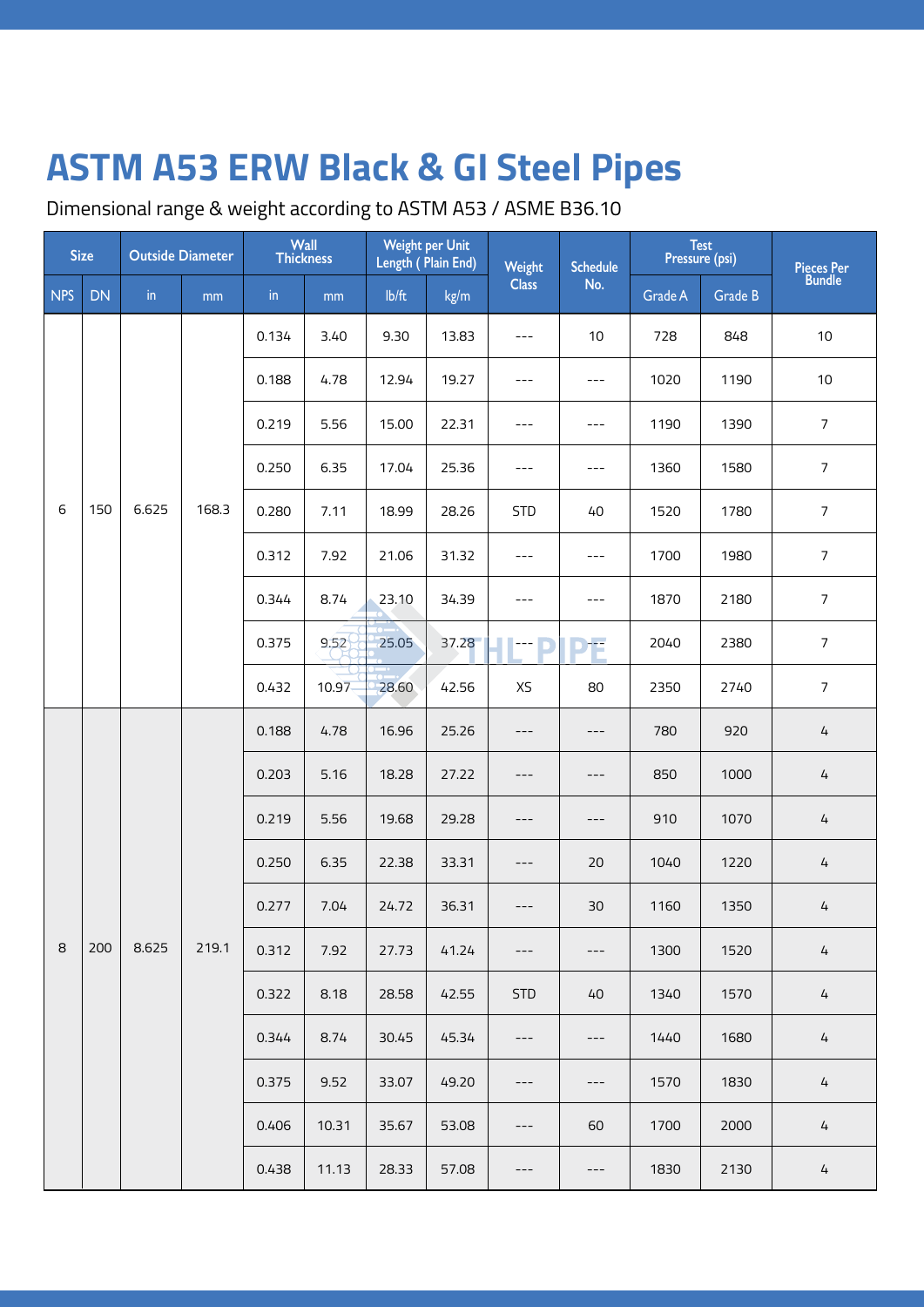# ASTM A53 ERW Black & GI Steel Pipes

Dimensional range & weight according to ASTM A53 / ASME B36.10

| Size | | Outside Diameter | | Wall Thickness | | Weight per Unit Length ( Plain End) | | Weight Class | Schedule No. | Test Pressure (psi) | | Pieces Per Bundle |
|---|---|---|---|---|---|---|---|---|---|---|---|---|
| NPS | DN | in | mm | in | mm | lb/ft | kg/m | | | Grade A | Grade B | |
| 6 | 150 | 6.625 | 168.3 | 0.134 | 3.40 | 9.30 | 13.83 | --- | 10 | 728 | 848 | 10 |
| | | | | 0.188 | 4.78 | 12.94 | 19.27 | --- | --- | 1020 | 1190 | 10 |
| | | | | 0.219 | 5.56 | 15.00 | 22.31 | --- | --- | 1190 | 1390 | 7 |
| | | | | 0.250 | 6.35 | 17.04 | 25.36 | --- | --- | 1360 | 1580 | 7 |
| | | | | 0.280 | 7.11 | 18.99 | 28.26 | STD | 40 | 1520 | 1780 | 7 |
| | | | | 0.312 | 7.92 | 21.06 | 31.32 | --- | --- | 1700 | 1980 | 7 |
| | | | | 0.344 | 8.74 | 23.10 | 34.39 | --- | --- | 1870 | 2180 | 7 |
| | | | | 0.375 | 9.52 | 25.05 | 37.28 | --- | --- | 2040 | 2380 | 7 |
| | | | | 0.432 | 10.97 | 28.60 | 42.56 | XS | 80 | 2350 | 2740 | 7 |
| 8 | 200 | 8.625 | 219.1 | 0.188 | 4.78 | 16.96 | 25.26 | --- | --- | 780 | 920 | 4 |
| | | | | 0.203 | 5.16 | 18.28 | 27.22 | --- | --- | 850 | 1000 | 4 |
| | | | | 0.219 | 5.56 | 19.68 | 29.28 | --- | --- | 910 | 1070 | 4 |
| | | | | 0.250 | 6.35 | 22.38 | 33.31 | --- | 20 | 1040 | 1220 | 4 |
| | | | | 0.277 | 7.04 | 24.72 | 36.31 | --- | 30 | 1160 | 1350 | 4 |
| | | | | 0.312 | 7.92 | 27.73 | 41.24 | --- | --- | 1300 | 1520 | 4 |
| | | | | 0.322 | 8.18 | 28.58 | 42.55 | STD | 40 | 1340 | 1570 | 4 |
| | | | | 0.344 | 8.74 | 30.45 | 45.34 | --- | --- | 1440 | 1680 | 4 |
| | | | | 0.375 | 9.52 | 33.07 | 49.20 | --- | --- | 1570 | 1830 | 4 |
| | | | | 0.406 | 10.31 | 35.67 | 53.08 | --- | 60 | 1700 | 2000 | 4 |
| | | | | 0.438 | 11.13 | 28.33 | 57.08 | --- | --- | 1830 | 2130 | 4 |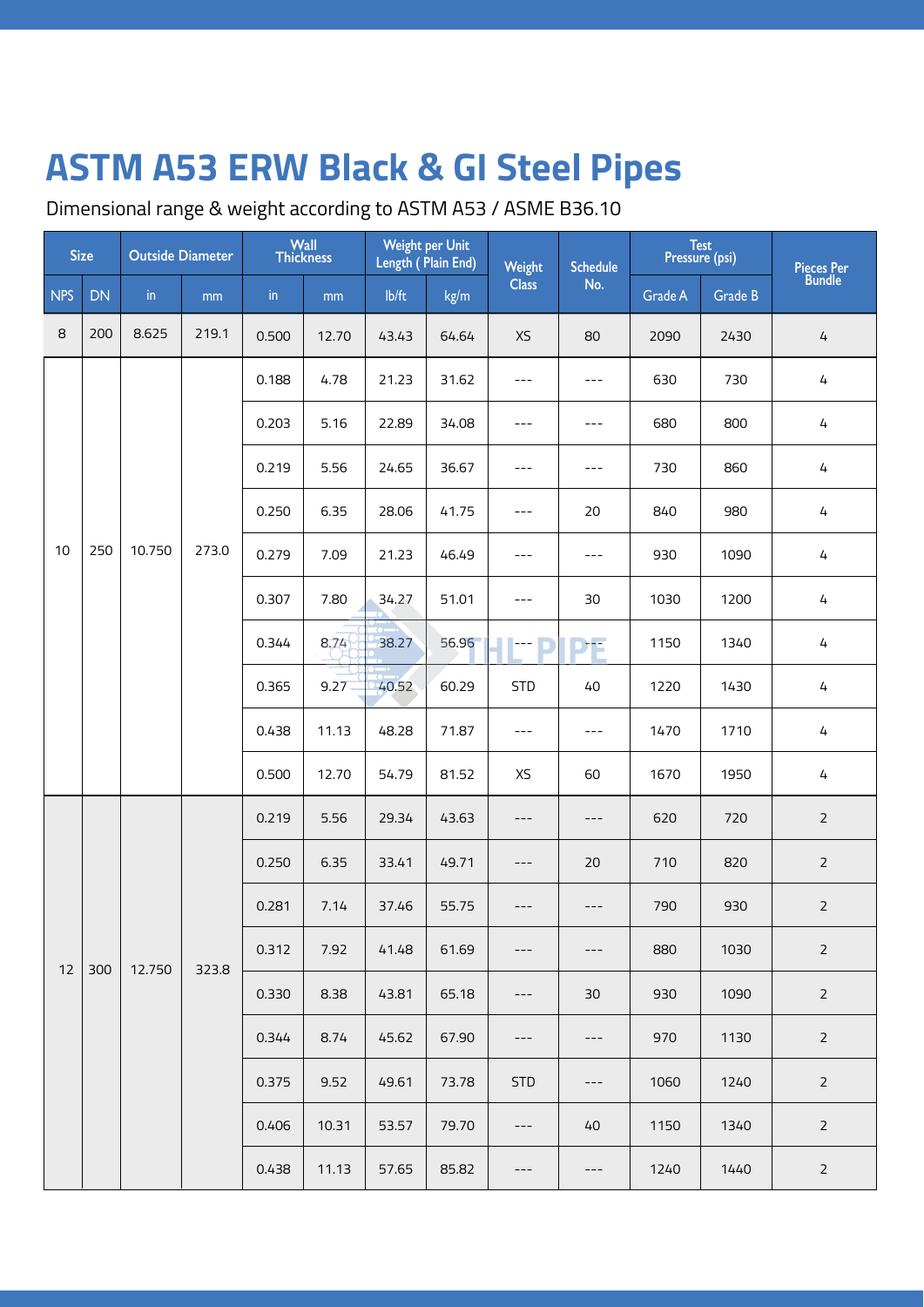# ASTM A53 ERW Black & GI Steel Pipes

Dimensional range & weight according to ASTM A53 / ASME B36.10

| Size | | Outside Diameter | | Wall Thickness | | Weight per Unit Length ( Plain End) | | Weight Class | Schedule No. | Test Pressure (psi) | | Pieces Per Bundle |
|---|---|---|---|---|---|---|---|---|---|---|---|---|
| NPS | DN | in | mm | in | mm | lb/ft | kg/m | | | Grade A | Grade B | |
| 8 | 200 | 8.625 | 219.1 | 0.500 | 12.70 | 43.43 | 64.64 | XS | 80 | 2090 | 2430 | 4 |
| 10 | 250 | 10.750 | 273.0 | 0.188 | 4.78 | 21.23 | 31.62 | --- | --- | 630 | 730 | 4 |
| | | | | 0.203 | 5.16 | 22.89 | 34.08 | --- | --- | 680 | 800 | 4 |
| | | | | 0.219 | 5.56 | 24.65 | 36.67 | --- | --- | 730 | 860 | 4 |
| | | | | 0.250 | 6.35 | 28.06 | 41.75 | --- | 20 | 840 | 980 | 4 |
| | | | | 0.279 | 7.09 | 21.23 | 46.49 | --- | --- | 930 | 1090 | 4 |
| | | | | 0.307 | 7.80 | 34.27 | 51.01 | --- | 30 | 1030 | 1200 | 4 |
| | | | | 0.344 | 8.74 | 38.27 | 56.96 | --- | --- | 1150 | 1340 | 4 |
| | | | | 0.365 | 9.27 | 40.52 | 60.29 | STD | 40 | 1220 | 1430 | 4 |
| | | | | 0.438 | 11.13 | 48.28 | 71.87 | --- | --- | 1470 | 1710 | 4 |
| | | | | 0.500 | 12.70 | 54.79 | 81.52 | XS | 60 | 1670 | 1950 | 4 |
| 12 | 300 | 12.750 | 323.8 | 0.219 | 5.56 | 29.34 | 43.63 | --- | --- | 620 | 720 | 2 |
| | | | | 0.250 | 6.35 | 33.41 | 49.71 | --- | 20 | 710 | 820 | 2 |
| | | | | 0.281 | 7.14 | 37.46 | 55.75 | --- | --- | 790 | 930 | 2 |
| | | | | 0.312 | 7.92 | 41.48 | 61.69 | --- | --- | 880 | 1030 | 2 |
| | | | | 0.330 | 8.38 | 43.81 | 65.18 | --- | 30 | 930 | 1090 | 2 |
| | | | | 0.344 | 8.74 | 45.62 | 67.90 | --- | --- | 970 | 1130 | 2 |
| | | | | 0.375 | 9.52 | 49.61 | 73.78 | STD | --- | 1060 | 1240 | 2 |
| | | | | 0.406 | 10.31 | 53.57 | 79.70 | --- | 40 | 1150 | 1340 | 2 |
| | | | | 0.438 | 11.13 | 57.65 | 85.82 | --- | --- | 1240 | 1440 | 2 |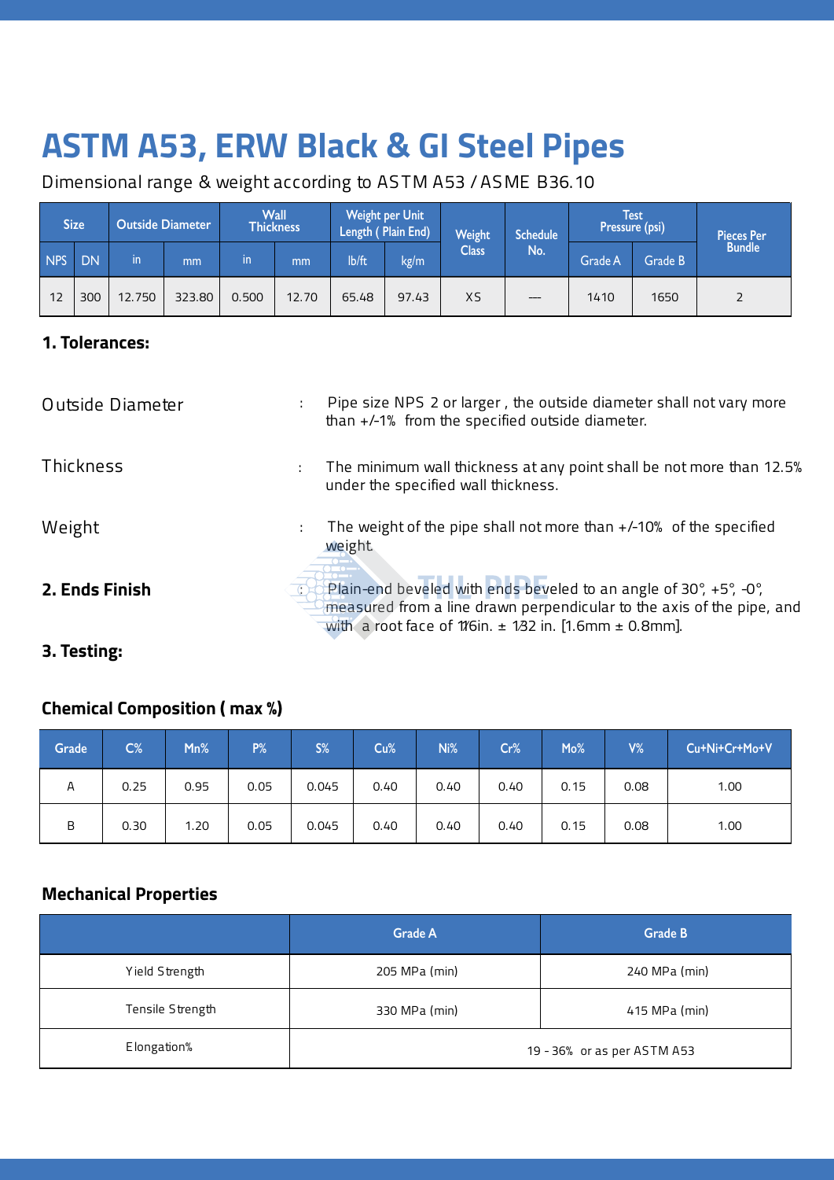# ASTM A53, ERW Black & GI Steel Pipes

Dimensional range & weight according to ASTM A53 / ASME B36.10

| Size | | Outside Diameter | | Wall Thickness | | Weight per Unit Length ( Plain End) | | Weight Class | Schedule No. | Test Pressure (psi) | | Pieces Per Bundle |
|---|---|---|---|---|---|---|---|---|---|---|---|---|
| NPS | DN | in | mm | in | mm | lb/ft | kg/m | | | Grade A | Grade B | |
| 12 | 300 | 12.750 | 323.80 | 0.500 | 12.70 | 65.48 | 97.43 | XS | --- | 1410 | 1650 | 2 |

## 1. Tolerances:

Outside Diameter : Pipe size NPS 2 or larger , the outside diameter shall not vary more than +/-1% from the specified outside diameter.

Thickness : The minimum wall thickness at any point shall be not more than 12.5% under the specified wall thickness.

Weight : The weight of the pipe shall not more than +/-10% of the specified weight.

## 2. Ends Finish

: Plain-end beveled with ends beveled to an angle of 30°, +5°, -0°, measured from a line drawn perpendicular to the axis of the pipe, and with a root face of 1⁄16in. ± 1⁄32 in. [1.6mm ± 0.8mm].

## 3. Testing:

### Chemical Composition ( max %)

| Grade | C% | Mn% | P% | S% | Cu% | Ni% | Cr% | Mo% | V% | Cu+Ni+Cr+Mo+V |
|---|---|---|---|---|---|---|---|---|---|---|
| A | 0.25 | 0.95 | 0.05 | 0.045 | 0.40 | 0.40 | 0.40 | 0.15 | 0.08 | 1.00 |
| B | 0.30 | 1.20 | 0.05 | 0.045 | 0.40 | 0.40 | 0.40 | 0.15 | 0.08 | 1.00 |

### Mechanical Properties

| | Grade A | Grade B |
|---|---|---|
| Yield Strength | 205 MPa (min) | 240 MPa (min) |
| Tensile Strength | 330 MPa (min) | 415 MPa (min) |
| Elongation% | 19 - 36% or as per ASTM A53 | |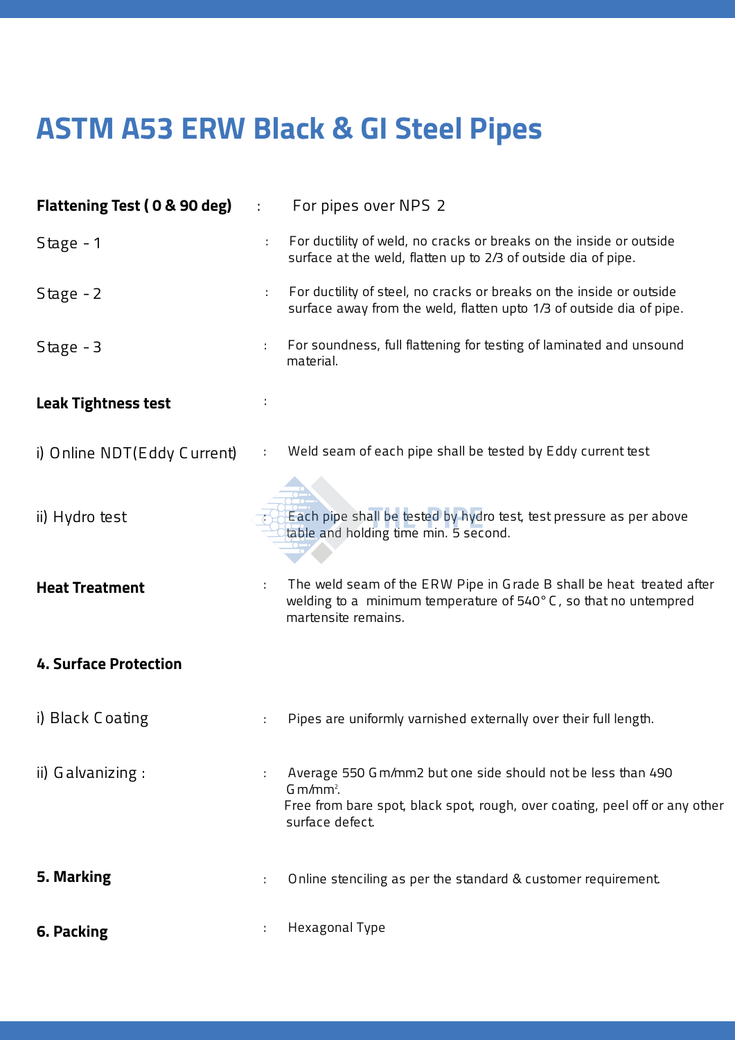# ASTM A53 ERW Black & GI Steel Pipes

**Flattening Test ( 0 & 90 deg)** : For pipes over NPS 2

Stage - 1 : For ductility of weld, no cracks or breaks on the inside or outside surface at the weld, flatten up to 2/3 of outside dia of pipe.

Stage - 2 : For ductility of steel, no cracks or breaks on the inside or outside surface away from the weld, flatten upto 1/3 of outside dia of pipe.

Stage - 3 : For soundness, full flattening for testing of laminated and unsound material.

**Leak Tightness test** :

i) Online NDT(Eddy Current) : Weld seam of each pipe shall be tested by Eddy current test

ii) Hydro test : Each pipe shall be tested by hydro test, test pressure as per above table and holding time min. 5 second.

**Heat Treatment** : The weld seam of the ERW Pipe in Grade B shall be heat treated after welding to a minimum temperature of 540° C, so that no untempred martensite remains.

**4. Surface Protection**

i) Black Coating : Pipes are uniformly varnished externally over their full length.

ii) Galvanizing : : Average 550 Gm/mm2 but one side should not be less than 490 Gm/mm$^2$.
Free from bare spot, black spot, rough, over coating, peel off or any other surface defect.

**5. Marking** : Online stenciling as per the standard & customer requirement.

**6. Packing** : Hexagonal Type